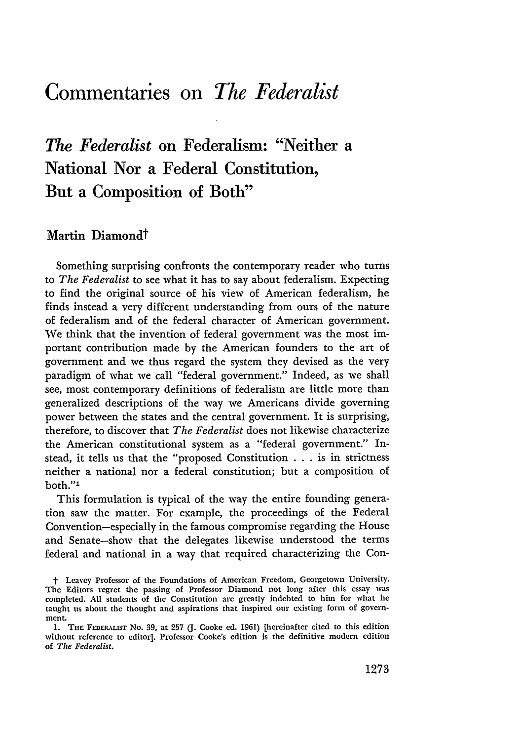# Commentaries on *The Federalist*

## *The Federalist* on Federalism: "Neither a National Nor a Federal Constitution, But a Composition of Both"

**Martin Diamond**†

Something surprising confronts the contemporary reader who turns to *The Federalist* to see what it has to say about federalism. Expecting to find the original source of his view of American federalism, he finds instead a very different understanding from ours of the nature of federalism and of the federal character of American government. We think that the invention of federal government was the most important contribution made by the American founders to the art of government and we thus regard the system they devised as the very paradigm of what we call "federal government." Indeed, as we shall see, most contemporary definitions of federalism are little more than generalized descriptions of the way we Americans divide governing power between the states and the central government. It is surprising, therefore, to discover that *The Federalist* does not likewise characterize the American constitutional system as a "federal government." Instead, it tells us that the "proposed Constitution . . . is in strictness neither a national nor a federal constitution; but a composition of both."[1]

This formulation is typical of the way the entire founding generation saw the matter. For example, the proceedings of the Federal Convention—especially in the famous compromise regarding the House and Senate—show that the delegates likewise understood the terms federal and national in a way that required characterizing the Con-

† Leavey Professor of the Foundations of American Freedom, Georgetown University. The Editors regret the passing of Professor Diamond not long after this essay was completed. All students of the Constitution are greatly indebted to him for what he taught us about the thought and aspirations that inspired our existing form of government.

1. THE FEDERALIST No. 39, at 257 (J. Cooke ed. 1961) [hereinafter cited to this edition without reference to editor]. Professor Cooke's edition is the definitive modern edition of *The Federalist*.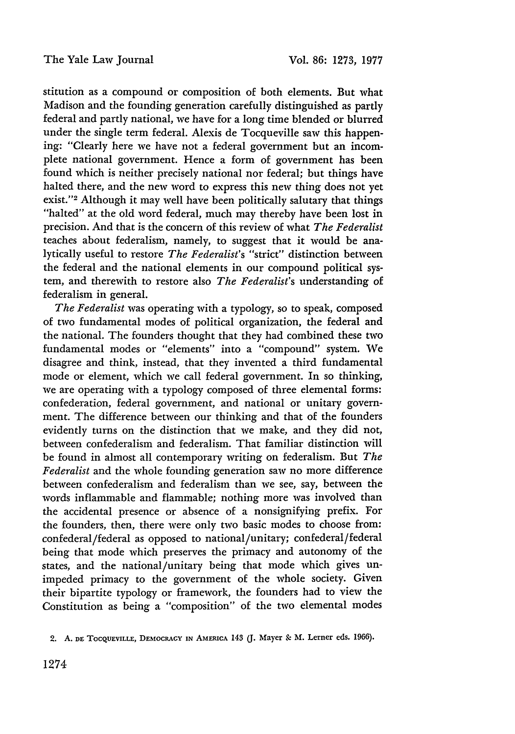stitution as a compound or composition of both elements. But what Madison and the founding generation carefully distinguished as partly federal and partly national, we have for a long time blended or blurred under the single term federal. Alexis de Tocqueville saw this happening: "Clearly here we have not a federal government but an incomplete national government. Hence a form of government has been found which is neither precisely national nor federal; but things have halted there, and the new word to express this new thing does not yet exist."[2] Although it may well have been politically salutary that things "halted" at the old word federal, much may thereby have been lost in precision. And that is the concern of this review of what *The Federalist* teaches about federalism, namely, to suggest that it would be analytically useful to restore *The Federalist*'s "strict" distinction between the federal and the national elements in our compound political system, and therewith to restore also *The Federalist*'s understanding of federalism in general.

*The Federalist* was operating with a typology, so to speak, composed of two fundamental modes of political organization, the federal and the national. The founders thought that they had combined these two fundamental modes or "elements" into a "compound" system. We disagree and think, instead, that they invented a third fundamental mode or element, which we call federal government. In so thinking, we are operating with a typology composed of three elemental forms: confederation, federal government, and national or unitary government. The difference between our thinking and that of the founders evidently turns on the distinction that we make, and they did not, between confederalism and federalism. That familiar distinction will be found in almost all contemporary writing on federalism. But *The Federalist* and the whole founding generation saw no more difference between confederalism and federalism than we see, say, between the words inflammable and flammable; nothing more was involved than the accidental presence or absence of a nonsignifying prefix. For the founders, then, there were only two basic modes to choose from: confederal/federal as opposed to national/unitary; confederal/federal being that mode which preserves the primacy and autonomy of the states, and the national/unitary being that mode which gives unimpeded primacy to the government of the whole society. Given their bipartite typology or framework, the founders had to view the Constitution as being a "composition" of the two elemental modes

2. A. DE TOCQUEVILLE, DEMOCRACY IN AMERICA 143 (J. Mayer & M. Lerner eds. 1966).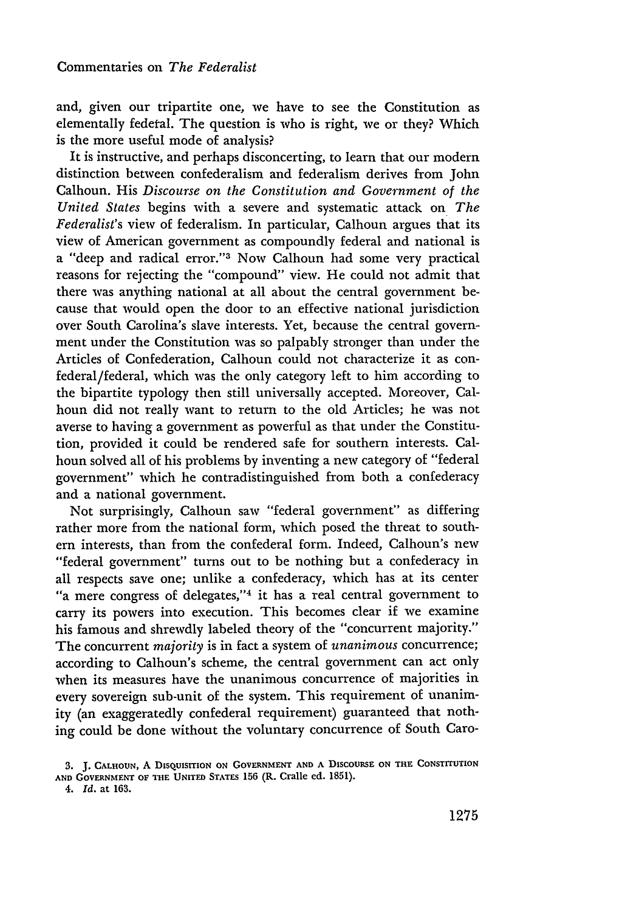and, given our tripartite one, we have to see the Constitution as elementally federal. The question is who is right, we or they? Which is the more useful mode of analysis?

It is instructive, and perhaps disconcerting, to learn that our modern distinction between confederalism and federalism derives from John Calhoun. His *Discourse on the Constitution and Government of the United States* begins with a severe and systematic attack on *The Federalist*'s view of federalism. In particular, Calhoun argues that its view of American government as compoundly federal and national is a "deep and radical error."[3] Now Calhoun had some very practical reasons for rejecting the "compound" view. He could not admit that there was anything national at all about the central government because that would open the door to an effective national jurisdiction over South Carolina's slave interests. Yet, because the central government under the Constitution was so palpably stronger than under the Articles of Confederation, Calhoun could not characterize it as confederal/federal, which was the only category left to him according to the bipartite typology then still universally accepted. Moreover, Calhoun did not really want to return to the old Articles; he was not averse to having a government as powerful as that under the Constitution, provided it could be rendered safe for southern interests. Calhoun solved all of his problems by inventing a new category of "federal government" which he contradistinguished from both a confederacy and a national government.

Not surprisingly, Calhoun saw "federal government" as differing rather more from the national form, which posed the threat to southern interests, than from the confederal form. Indeed, Calhoun's new "federal government" turns out to be nothing but a confederacy in all respects save one; unlike a confederacy, which has at its center "a mere congress of delegates,"[4] it has a real central government to carry its powers into execution. This becomes clear if we examine his famous and shrewdly labeled theory of the "concurrent majority." The concurrent *majority* is in fact a system of *unanimous* concurrence; according to Calhoun's scheme, the central government can act only when its measures have the unanimous concurrence of majorities in every sovereign sub-unit of the system. This requirement of unanimity (an exaggeratedly confederal requirement) guaranteed that nothing could be done without the voluntary concurrence of South Caro-

3. J. Calhoun, A Disquisition on Government and a Discourse on the Constitution and Government of the United States 156 (R. Cralle ed. 1851).

4. *Id.* at 163.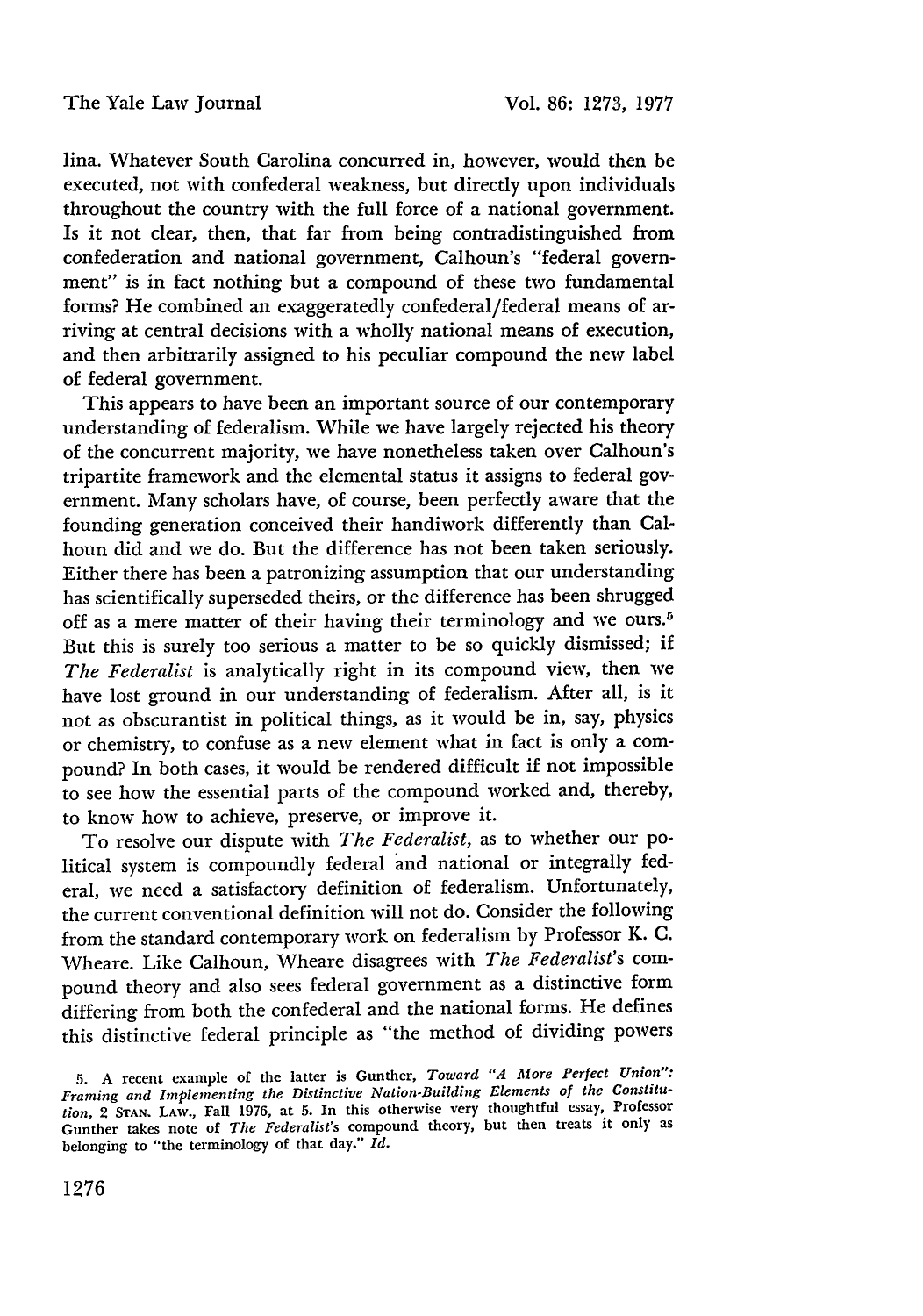lina. Whatever South Carolina concurred in, however, would then be executed, not with confederal weakness, but directly upon individuals throughout the country with the full force of a national government. Is it not clear, then, that far from being contradistinguished from confederation and national government, Calhoun's "federal government" is in fact nothing but a compound of these two fundamental forms? He combined an exaggeratedly confederal/federal means of arriving at central decisions with a wholly national means of execution, and then arbitrarily assigned to his peculiar compound the new label of federal government.

This appears to have been an important source of our contemporary understanding of federalism. While we have largely rejected his theory of the concurrent majority, we have nonetheless taken over Calhoun's tripartite framework and the elemental status it assigns to federal government. Many scholars have, of course, been perfectly aware that the founding generation conceived their handiwork differently than Calhoun did and we do. But the difference has not been taken seriously. Either there has been a patronizing assumption that our understanding has scientifically superseded theirs, or the difference has been shrugged off as a mere matter of their having their terminology and we ours.[5] But this is surely too serious a matter to be so quickly dismissed; if *The Federalist* is analytically right in its compound view, then we have lost ground in our understanding of federalism. After all, is it not as obscurantist in political things, as it would be in, say, physics or chemistry, to confuse as a new element what in fact is only a compound? In both cases, it would be rendered difficult if not impossible to see how the essential parts of the compound worked and, thereby, to know how to achieve, preserve, or improve it.

To resolve our dispute with *The Federalist*, as to whether our political system is compoundly federal and national or integrally federal, we need a satisfactory definition of federalism. Unfortunately, the current conventional definition will not do. Consider the following from the standard contemporary work on federalism by Professor K. C. Wheare. Like Calhoun, Wheare disagrees with *The Federalist*'s compound theory and also sees federal government as a distinctive form differing from both the confederal and the national forms. He defines this distinctive federal principle as "the method of dividing powers

5. A recent example of the latter is Gunther, *Toward "A More Perfect Union": Framing and Implementing the Distinctive Nation-Building Elements of the Constitution*, 2 STAN. LAW., Fall 1976, at 5. In this otherwise very thoughtful essay, Professor Gunther takes note of *The Federalist*'s compound theory, but then treats it only as belonging to "the terminology of that day." *Id.*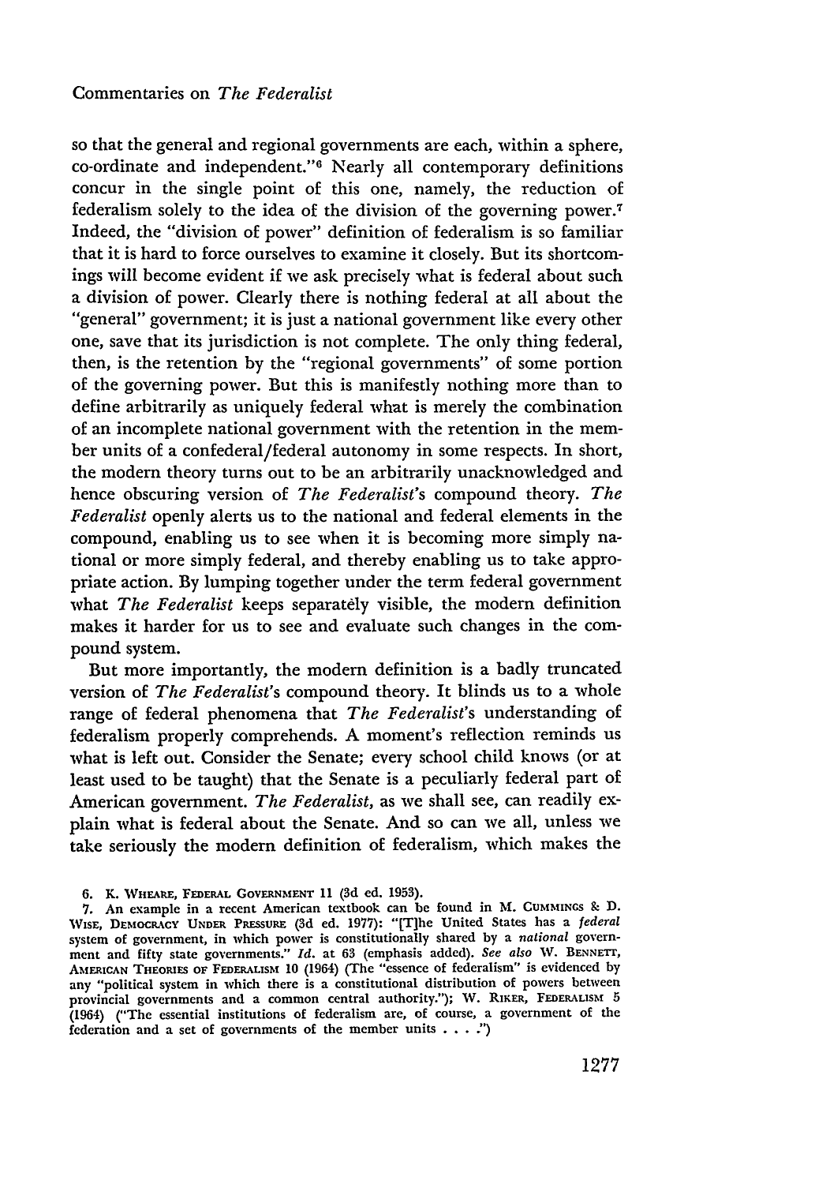so that the general and regional governments are each, within a sphere, co-ordinate and independent."[6] Nearly all contemporary definitions concur in the single point of this one, namely, the reduction of federalism solely to the idea of the division of the governing power.[7] Indeed, the "division of power" definition of federalism is so familiar that it is hard to force ourselves to examine it closely. But its shortcomings will become evident if we ask precisely what is federal about such a division of power. Clearly there is nothing federal at all about the "general" government; it is just a national government like every other one, save that its jurisdiction is not complete. The only thing federal, then, is the retention by the "regional governments" of some portion of the governing power. But this is manifestly nothing more than to define arbitrarily as uniquely federal what is merely the combination of an incomplete national government with the retention in the member units of a confederal/federal autonomy in some respects. In short, the modern theory turns out to be an arbitrarily unacknowledged and hence obscuring version of *The Federalist*'s compound theory. *The Federalist* openly alerts us to the national and federal elements in the compound, enabling us to see when it is becoming more simply national or more simply federal, and thereby enabling us to take appropriate action. By lumping together under the term federal government what *The Federalist* keeps separately visible, the modern definition makes it harder for us to see and evaluate such changes in the compound system.

But more importantly, the modern definition is a badly truncated version of *The Federalist*'s compound theory. It blinds us to a whole range of federal phenomena that *The Federalist*'s understanding of federalism properly comprehends. A moment's reflection reminds us what is left out. Consider the Senate; every school child knows (or at least used to be taught) that the Senate is a peculiarly federal part of American government. *The Federalist*, as we shall see, can readily explain what is federal about the Senate. And so can we all, unless we take seriously the modern definition of federalism, which makes the

6. K. WHEARE, FEDERAL GOVERNMENT 11 (3d ed. 1953).

7. An example in a recent American textbook can be found in M. CUMMINGS & D. WISE, DEMOCRACY UNDER PRESSURE (3d ed. 1977): "[T]he United States has a *federal* system of government, in which power is constitutionally shared by a *national* government and fifty state governments." *Id.* at 63 (emphasis added). *See also* W. BENNETT, AMERICAN THEORIES OF FEDERALISM 10 (1964) (The "essence of federalism" is evidenced by any "political system in which there is a constitutional distribution of powers between provincial governments and a common central authority."); W. RIKER, FEDERALISM 5 (1964) ("The essential institutions of federalism are, of course, a government of the federation and a set of governments of the member units . . . .")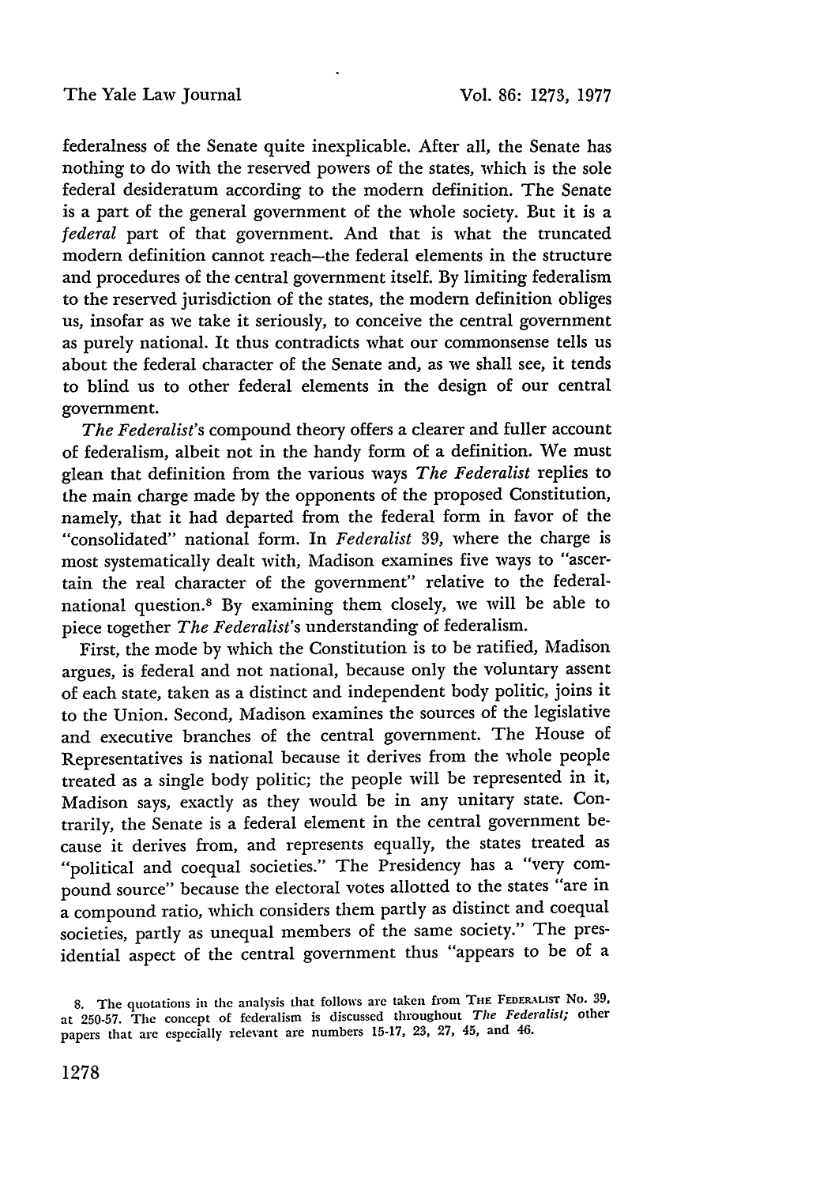federalness of the Senate quite inexplicable. After all, the Senate has nothing to do with the reserved powers of the states, which is the sole federal desideratum according to the modern definition. The Senate is a part of the general government of the whole society. But it is a *federal* part of that government. And that is what the truncated modern definition cannot reach—the federal elements in the structure and procedures of the central government itself. By limiting federalism to the reserved jurisdiction of the states, the modern definition obliges us, insofar as we take it seriously, to conceive the central government as purely national. It thus contradicts what our commonsense tells us about the federal character of the Senate and, as we shall see, it tends to blind us to other federal elements in the design of our central government.

*The Federalist's* compound theory offers a clearer and fuller account of federalism, albeit not in the handy form of a definition. We must glean that definition from the various ways *The Federalist* replies to the main charge made by the opponents of the proposed Constitution, namely, that it had departed from the federal form in favor of the "consolidated" national form. In *Federalist* 39, where the charge is most systematically dealt with, Madison examines five ways to "ascertain the real character of the government" relative to the federal-national question.[8] By examining them closely, we will be able to piece together *The Federalist's* understanding of federalism.

First, the mode by which the Constitution is to be ratified, Madison argues, is federal and not national, because only the voluntary assent of each state, taken as a distinct and independent body politic, joins it to the Union. Second, Madison examines the sources of the legislative and executive branches of the central government. The House of Representatives is national because it derives from the whole people treated as a single body politic; the people will be represented in it, Madison says, exactly as they would be in any unitary state. Contrarily, the Senate is a federal element in the central government because it derives from, and represents equally, the states treated as "political and coequal societies." The Presidency has a "very compound source" because the electoral votes allotted to the states "are in a compound ratio, which considers them partly as distinct and coequal societies, partly as unequal members of the same society." The presidential aspect of the central government thus "appears to be of a

8. The quotations in the analysis that follows are taken from THE FEDERALIST No. 39, at 250-57. The concept of federalism is discussed throughout *The Federalist;* other papers that are especially relevant are numbers 15-17, 23, 27, 45, and 46.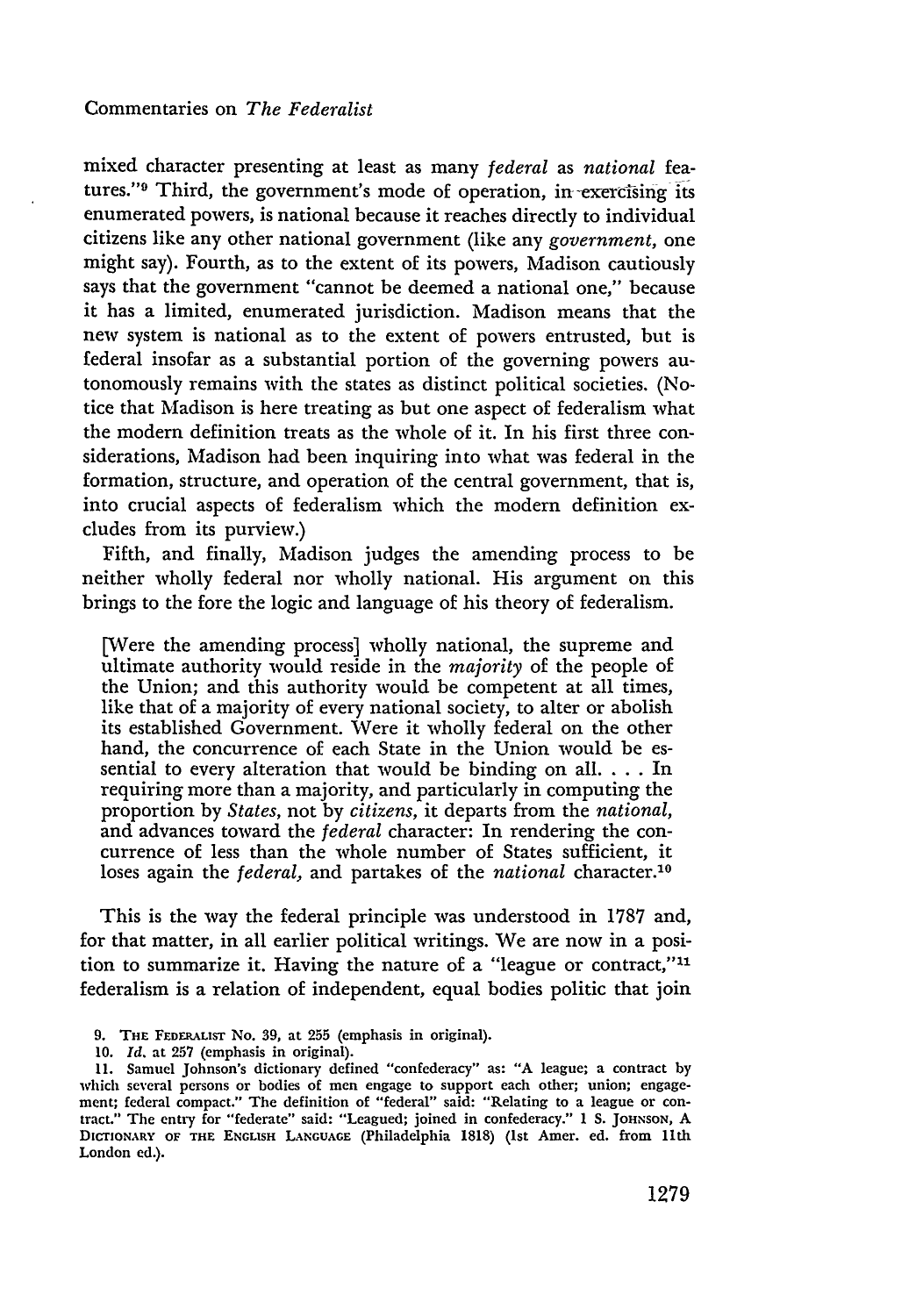mixed character presenting at least as many *federal* as *national* features."[9] Third, the government's mode of operation, in exercising its enumerated powers, is national because it reaches directly to individual citizens like any other national government (like any *government*, one might say). Fourth, as to the extent of its powers, Madison cautiously says that the government "cannot be deemed a national one," because it has a limited, enumerated jurisdiction. Madison means that the new system is national as to the extent of powers entrusted, but is federal insofar as a substantial portion of the governing powers autonomously remains with the states as distinct political societies. (Notice that Madison is here treating as but one aspect of federalism what the modern definition treats as the whole of it. In his first three considerations, Madison had been inquiring into what was federal in the formation, structure, and operation of the central government, that is, into crucial aspects of federalism which the modern definition excludes from its purview.)

Fifth, and finally, Madison judges the amending process to be neither wholly federal nor wholly national. His argument on this brings to the fore the logic and language of his theory of federalism.

> [Were the amending process] wholly national, the supreme and ultimate authority would reside in the *majority* of the people of the Union; and this authority would be competent at all times, like that of a majority of every national society, to alter or abolish its established Government. Were it wholly federal on the other hand, the concurrence of each State in the Union would be essential to every alteration that would be binding on all. . . . In requiring more than a majority, and particularly in computing the proportion by *States*, not by *citizens*, it departs from the *national*, and advances toward the *federal* character: In rendering the concurrence of less than the whole number of States sufficient, it loses again the *federal*, and partakes of the *national* character.[10]

This is the way the federal principle was understood in 1787 and, for that matter, in all earlier political writings. We are now in a position to summarize it. Having the nature of a "league or contract,"[11] federalism is a relation of independent, equal bodies politic that join

9. THE FEDERALIST No. 39, at 255 (emphasis in original).

10. *Id.* at 257 (emphasis in original).

11. Samuel Johnson's dictionary defined "confederacy" as: "A league; a contract by which several persons or bodies of men engage to support each other; union; engagement; federal compact." The definition of "federal" said: "Relating to a league or contract." The entry for "federate" said: "Leagued; joined in confederacy." 1 S. JOHNSON, A DICTIONARY OF THE ENGLISH LANGUAGE (Philadelphia 1818) (1st Amer. ed. from 11th London ed.).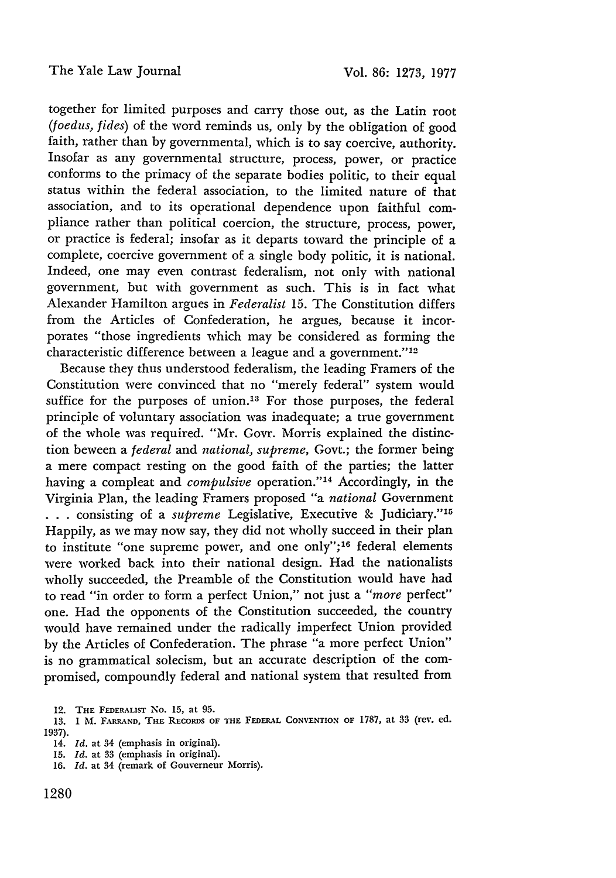together for limited purposes and carry those out, as the Latin root (*foedus, fides*) of the word reminds us, only by the obligation of good faith, rather than by governmental, which is to say coercive, authority. Insofar as any governmental structure, process, power, or practice conforms to the primacy of the separate bodies politic, to their equal status within the federal association, to the limited nature of that association, and to its operational dependence upon faithful compliance rather than political coercion, the structure, process, power, or practice is federal; insofar as it departs toward the principle of a complete, coercive government of a single body politic, it is national. Indeed, one may even contrast federalism, not only with national government, but with government as such. This is in fact what Alexander Hamilton argues in *Federalist* 15. The Constitution differs from the Articles of Confederation, he argues, because it incorporates "those ingredients which may be considered as forming the characteristic difference between a league and a government."[12]

Because they thus understood federalism, the leading Framers of the Constitution were convinced that no "merely federal" system would suffice for the purposes of union.[13] For those purposes, the federal principle of voluntary association was inadequate; a true government of the whole was required. "Mr. Govr. Morris explained the distinction beween a *federal* and *national, supreme*, Govt.; the former being a mere compact resting on the good faith of the parties; the latter having a compleat and *compulsive* operation."[14] Accordingly, in the Virginia Plan, the leading Framers proposed "a *national* Government . . . consisting of a *supreme* Legislative, Executive & Judiciary."[15] Happily, as we may now say, they did not wholly succeed in their plan to institute "one supreme power, and one only";[16] federal elements were worked back into their national design. Had the nationalists wholly succeeded, the Preamble of the Constitution would have had to read "in order to form a perfect Union," not just a "*more* perfect" one. Had the opponents of the Constitution succeeded, the country would have remained under the radically imperfect Union provided by the Articles of Confederation. The phrase "a more perfect Union" is no grammatical solecism, but an accurate description of the compromised, compoundly federal and national system that resulted from

12. THE FEDERALIST No. 15, at 95.
13. 1 M. FARRAND, THE RECORDS OF THE FEDERAL CONVENTION OF 1787, at 33 (rev. ed. 1937).
14. *Id.* at 34 (emphasis in original).
15. *Id.* at 33 (emphasis in original).
16. *Id.* at 34 (remark of Gouverneur Morris).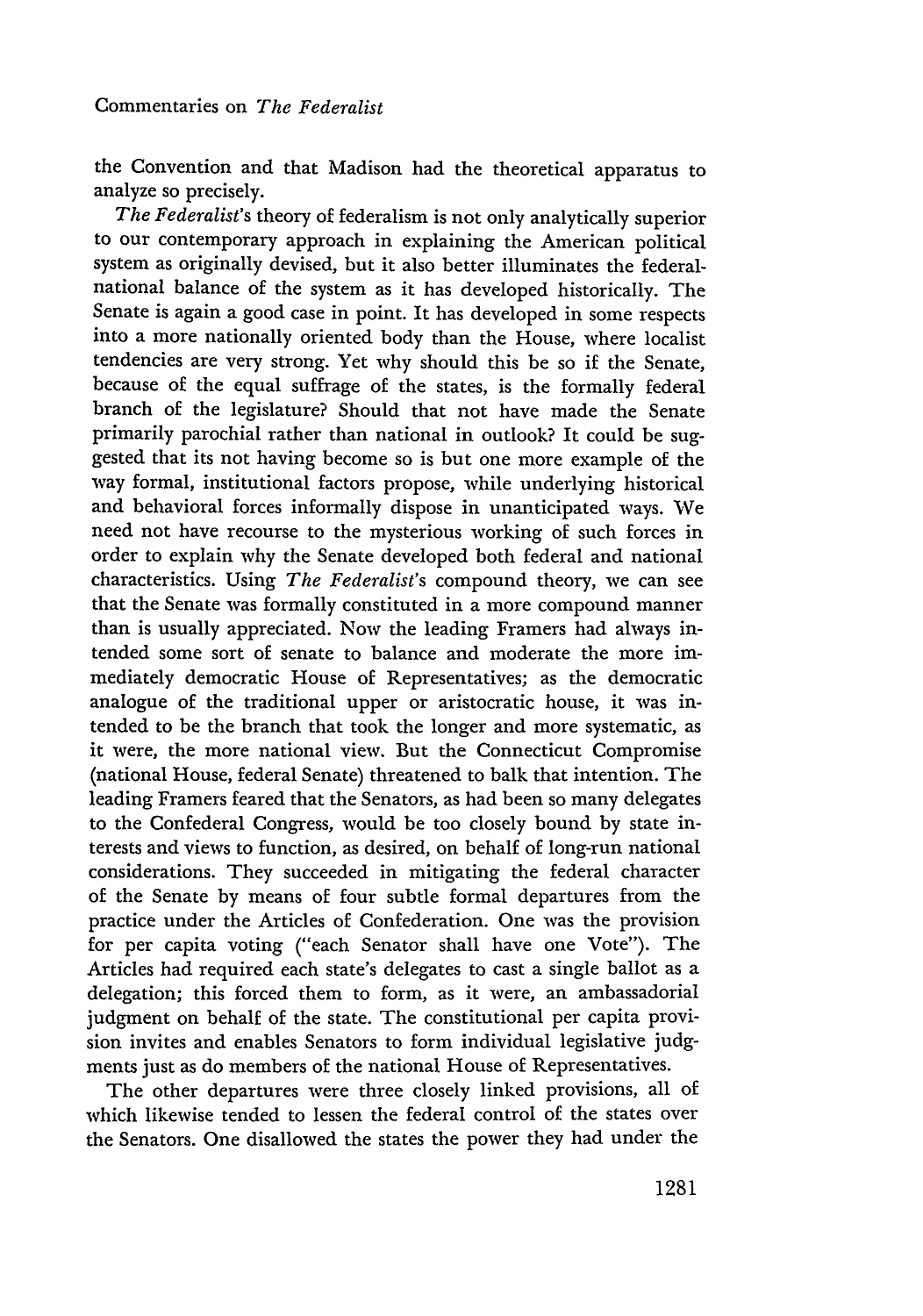the Convention and that Madison had the theoretical apparatus to analyze so precisely.

*The Federalist*'s theory of federalism is not only analytically superior to our contemporary approach in explaining the American political system as originally devised, but it also better illuminates the federal-national balance of the system as it has developed historically. The Senate is again a good case in point. It has developed in some respects into a more nationally oriented body than the House, where localist tendencies are very strong. Yet why should this be so if the Senate, because of the equal suffrage of the states, is the formally federal branch of the legislature? Should that not have made the Senate primarily parochial rather than national in outlook? It could be suggested that its not having become so is but one more example of the way formal, institutional factors propose, while underlying historical and behavioral forces informally dispose in unanticipated ways. We need not have recourse to the mysterious working of such forces in order to explain why the Senate developed both federal and national characteristics. Using *The Federalist*'s compound theory, we can see that the Senate was formally constituted in a more compound manner than is usually appreciated. Now the leading Framers had always intended some sort of senate to balance and moderate the more immediately democratic House of Representatives; as the democratic analogue of the traditional upper or aristocratic house, it was intended to be the branch that took the longer and more systematic, as it were, the more national view. But the Connecticut Compromise (national House, federal Senate) threatened to balk that intention. The leading Framers feared that the Senators, as had been so many delegates to the Confederal Congress, would be too closely bound by state interests and views to function, as desired, on behalf of long-run national considerations. They succeeded in mitigating the federal character of the Senate by means of four subtle formal departures from the practice under the Articles of Confederation. One was the provision for per capita voting ("each Senator shall have one Vote"). The Articles had required each state's delegates to cast a single ballot as a delegation; this forced them to form, as it were, an ambassadorial judgment on behalf of the state. The constitutional per capita provision invites and enables Senators to form individual legislative judgments just as do members of the national House of Representatives.

The other departures were three closely linked provisions, all of which likewise tended to lessen the federal control of the states over the Senators. One disallowed the states the power they had under the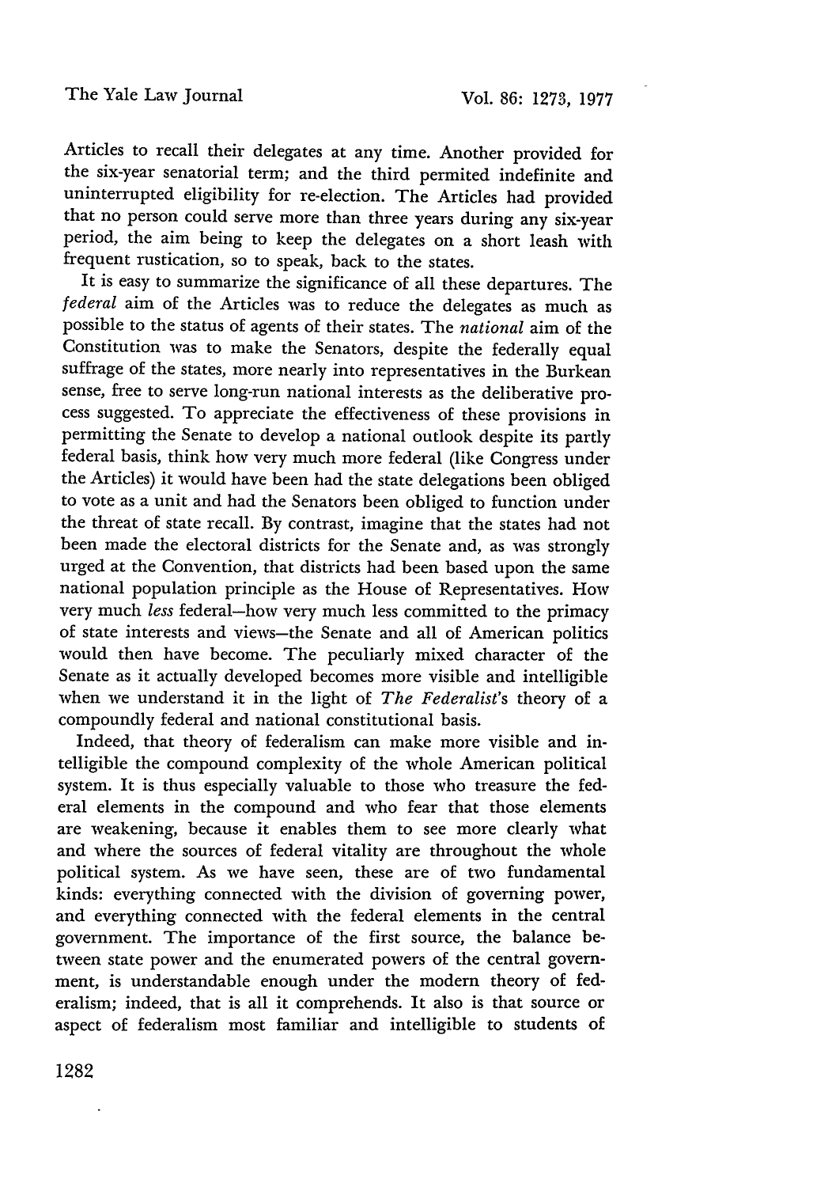Articles to recall their delegates at any time. Another provided for the six-year senatorial term; and the third permited indefinite and uninterrupted eligibility for re-election. The Articles had provided that no person could serve more than three years during any six-year period, the aim being to keep the delegates on a short leash with frequent rustication, so to speak, back to the states.

It is easy to summarize the significance of all these departures. The *federal* aim of the Articles was to reduce the delegates as much as possible to the status of agents of their states. The *national* aim of the Constitution was to make the Senators, despite the federally equal suffrage of the states, more nearly into representatives in the Burkean sense, free to serve long-run national interests as the deliberative process suggested. To appreciate the effectiveness of these provisions in permitting the Senate to develop a national outlook despite its partly federal basis, think how very much more federal (like Congress under the Articles) it would have been had the state delegations been obliged to vote as a unit and had the Senators been obliged to function under the threat of state recall. By contrast, imagine that the states had not been made the electoral districts for the Senate and, as was strongly urged at the Convention, that districts had been based upon the same national population principle as the House of Representatives. How very much *less* federal—how very much less committed to the primacy of state interests and views—the Senate and all of American politics would then have become. The peculiarly mixed character of the Senate as it actually developed becomes more visible and intelligible when we understand it in the light of *The Federalist*'s theory of a compoundly federal and national constitutional basis.

Indeed, that theory of federalism can make more visible and intelligible the compound complexity of the whole American political system. It is thus especially valuable to those who treasure the federal elements in the compound and who fear that those elements are weakening, because it enables them to see more clearly what and where the sources of federal vitality are throughout the whole political system. As we have seen, these are of two fundamental kinds: everything connected with the division of governing power, and everything connected with the federal elements in the central government. The importance of the first source, the balance between state power and the enumerated powers of the central government, is understandable enough under the modern theory of federalism; indeed, that is all it comprehends. It also is that source or aspect of federalism most familiar and intelligible to students of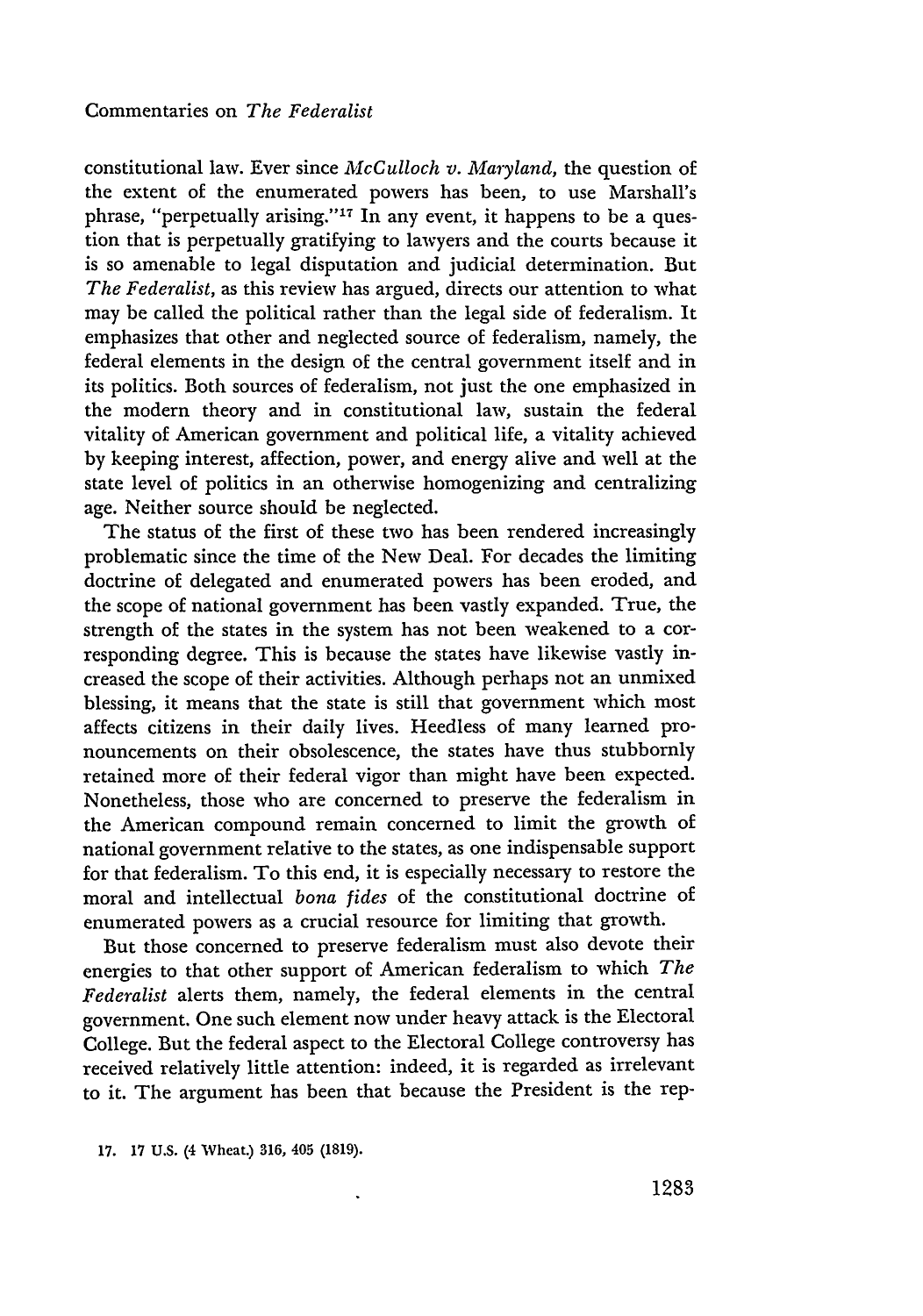constitutional law. Ever since *McCulloch v. Maryland*, the question of the extent of the enumerated powers has been, to use Marshall's phrase, "perpetually arising."[17] In any event, it happens to be a question that is perpetually gratifying to lawyers and the courts because it is so amenable to legal disputation and judicial determination. But *The Federalist*, as this review has argued, directs our attention to what may be called the political rather than the legal side of federalism. It emphasizes that other and neglected source of federalism, namely, the federal elements in the design of the central government itself and in its politics. Both sources of federalism, not just the one emphasized in the modern theory and in constitutional law, sustain the federal vitality of American government and political life, a vitality achieved by keeping interest, affection, power, and energy alive and well at the state level of politics in an otherwise homogenizing and centralizing age. Neither source should be neglected.

The status of the first of these two has been rendered increasingly problematic since the time of the New Deal. For decades the limiting doctrine of delegated and enumerated powers has been eroded, and the scope of national government has been vastly expanded. True, the strength of the states in the system has not been weakened to a corresponding degree. This is because the states have likewise vastly increased the scope of their activities. Although perhaps not an unmixed blessing, it means that the state is still that government which most affects citizens in their daily lives. Heedless of many learned pronouncements on their obsolescence, the states have thus stubbornly retained more of their federal vigor than might have been expected. Nonetheless, those who are concerned to preserve the federalism in the American compound remain concerned to limit the growth of national government relative to the states, as one indispensable support for that federalism. To this end, it is especially necessary to restore the moral and intellectual *bona fides* of the constitutional doctrine of enumerated powers as a crucial resource for limiting that growth.

But those concerned to preserve federalism must also devote their energies to that other support of American federalism to which *The Federalist* alerts them, namely, the federal elements in the central government. One such element now under heavy attack is the Electoral College. But the federal aspect to the Electoral College controversy has received relatively little attention: indeed, it is regarded as irrelevant to it. The argument has been that because the President is the rep-

17. 17 U.S. (4 Wheat.) 316, 405 (1819).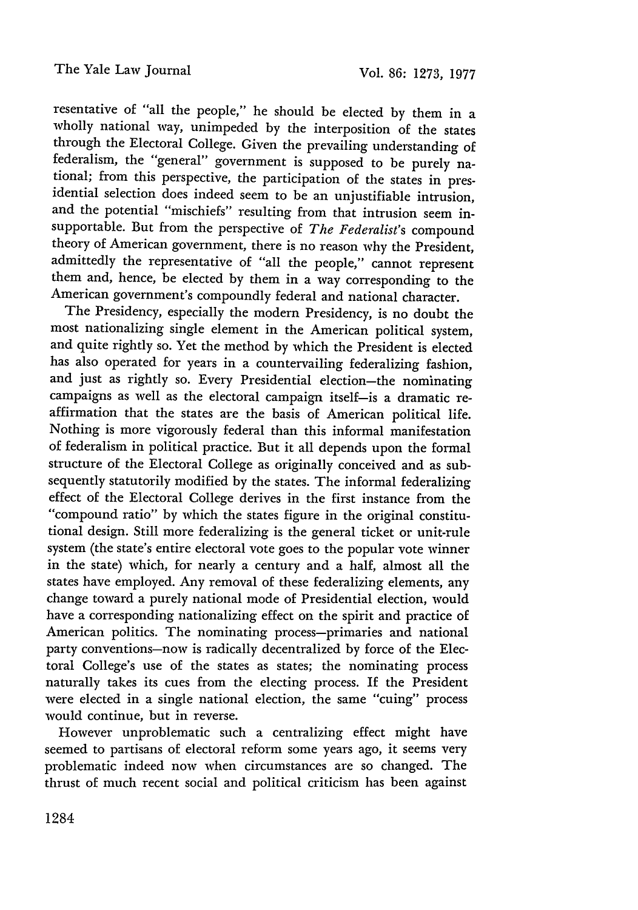resentative of "all the people," he should be elected by them in a wholly national way, unimpeded by the interposition of the states through the Electoral College. Given the prevailing understanding of federalism, the "general" government is supposed to be purely national; from this perspective, the participation of the states in presidential selection does indeed seem to be an unjustifiable intrusion, and the potential "mischiefs" resulting from that intrusion seem insupportable. But from the perspective of *The Federalist*'s compound theory of American government, there is no reason why the President, admittedly the representative of "all the people," cannot represent them and, hence, be elected by them in a way corresponding to the American government's compoundly federal and national character.

The Presidency, especially the modern Presidency, is no doubt the most nationalizing single element in the American political system, and quite rightly so. Yet the method by which the President is elected has also operated for years in a countervailing federalizing fashion, and just as rightly so. Every Presidential election—the nominating campaigns as well as the electoral campaign itself—is a dramatic reaffirmation that the states are the basis of American political life. Nothing is more vigorously federal than this informal manifestation of federalism in political practice. But it all depends upon the formal structure of the Electoral College as originally conceived and as subsequently statutorily modified by the states. The informal federalizing effect of the Electoral College derives in the first instance from the "compound ratio" by which the states figure in the original constitutional design. Still more federalizing is the general ticket or unit-rule system (the state's entire electoral vote goes to the popular vote winner in the state) which, for nearly a century and a half, almost all the states have employed. Any removal of these federalizing elements, any change toward a purely national mode of Presidential election, would have a corresponding nationalizing effect on the spirit and practice of American politics. The nominating process—primaries and national party conventions—now is radically decentralized by force of the Electoral College's use of the states as states; the nominating process naturally takes its cues from the electing process. If the President were elected in a single national election, the same "cuing" process would continue, but in reverse.

However unproblematic such a centralizing effect might have seemed to partisans of electoral reform some years ago, it seems very problematic indeed now when circumstances are so changed. The thrust of much recent social and political criticism has been against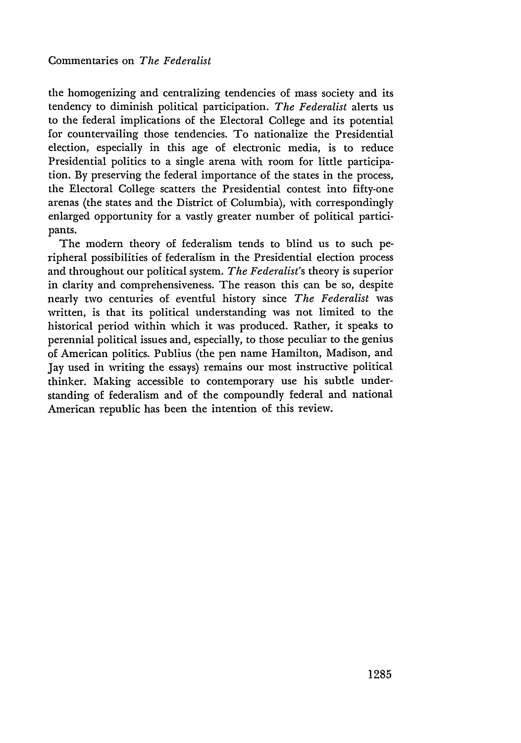the homogenizing and centralizing tendencies of mass society and its tendency to diminish political participation. *The Federalist* alerts us to the federal implications of the Electoral College and its potential for countervailing those tendencies. To nationalize the Presidential election, especially in this age of electronic media, is to reduce Presidential politics to a single arena with room for little participation. By preserving the federal importance of the states in the process, the Electoral College scatters the Presidential contest into fifty-one arenas (the states and the District of Columbia), with correspondingly enlarged opportunity for a vastly greater number of political participants.

The modern theory of federalism tends to blind us to such peripheral possibilities of federalism in the Presidential election process and throughout our political system. *The Federalist*'s theory is superior in clarity and comprehensiveness. The reason this can be so, despite nearly two centuries of eventful history since *The Federalist* was written, is that its political understanding was not limited to the historical period within which it was produced. Rather, it speaks to perennial political issues and, especially, to those peculiar to the genius of American politics. Publius (the pen name Hamilton, Madison, and Jay used in writing the essays) remains our most instructive political thinker. Making accessible to contemporary use his subtle understanding of federalism and of the compoundly federal and national American republic has been the intention of this review.